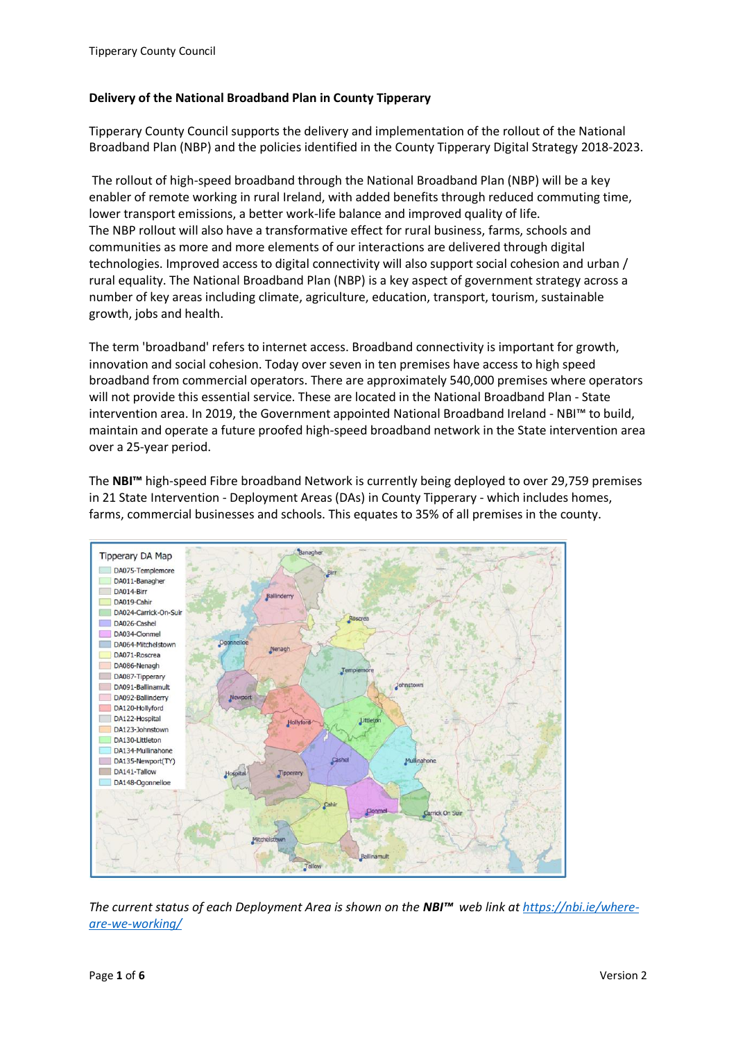**Delivery of the National Broadband Plan in County Tipperary**

Tipperary County Council supports the delivery and implementation of the rollout of the National Broadband Plan (NBP) and the policies identified in the County Tipperary Digital Strategy 2018-2023.

The rollout of high-speed broadband through the National Broadband Plan (NBP) will be a key enabler of remote working in rural Ireland, with added benefits through reduced commuting time, lower transport emissions, a better work-life balance and improved quality of life.
The NBP rollout will also have a transformative effect for rural business, farms, schools and communities as more and more elements of our interactions are delivered through digital technologies. Improved access to digital connectivity will also support social cohesion and urban / rural equality. The National Broadband Plan (NBP) is a key aspect of government strategy across a number of key areas including climate, agriculture, education, transport, tourism, sustainable growth, jobs and health.

The term 'broadband' refers to internet access. Broadband connectivity is important for growth, innovation and social cohesion. Today over seven in ten premises have access to high speed broadband from commercial operators. There are approximately 540,000 premises where operators will not provide this essential service. These are located in the National Broadband Plan - State intervention area. In 2019, the Government appointed National Broadband Ireland - NBI™ to build, maintain and operate a future proofed high-speed broadband network in the State intervention area over a 25-year period.

The **NBI™** high-speed Fibre broadband Network is currently being deployed to over 29,759 premises in 21 State Intervention - Deployment Areas (DAs) in County Tipperary - which includes homes, farms, commercial businesses and schools. This equates to 35% of all premises in the county.

Tipperary DA Map

- DA075-Templemore
- DA011-Banagher
- DA014-Birr
- DA019-Cahir
- DA024-Carrick-On-Suir
- DA026-Cashel
- DA034-Clonmel
- DA064-Mitchelstown
- DA071-Roscrea
- DA086-Nenagh
- DA087-Tipperary
- DA091-Ballinamult
- DA092-Ballinderry
- DA120-Hollyford
- DA122-Hospital
- DA123-Johnstown
- DA130-Littleton
- DA134-Mullinahone
- DA135-Newport(TY)
- DA141-Tallow
- DA148-Ogonnelloe

*The current status of each Deployment Area is shown on the **NBI™** web link at [https://nbi.ie/where-are-we-working/](https://nbi.ie/where-are-we-working/)*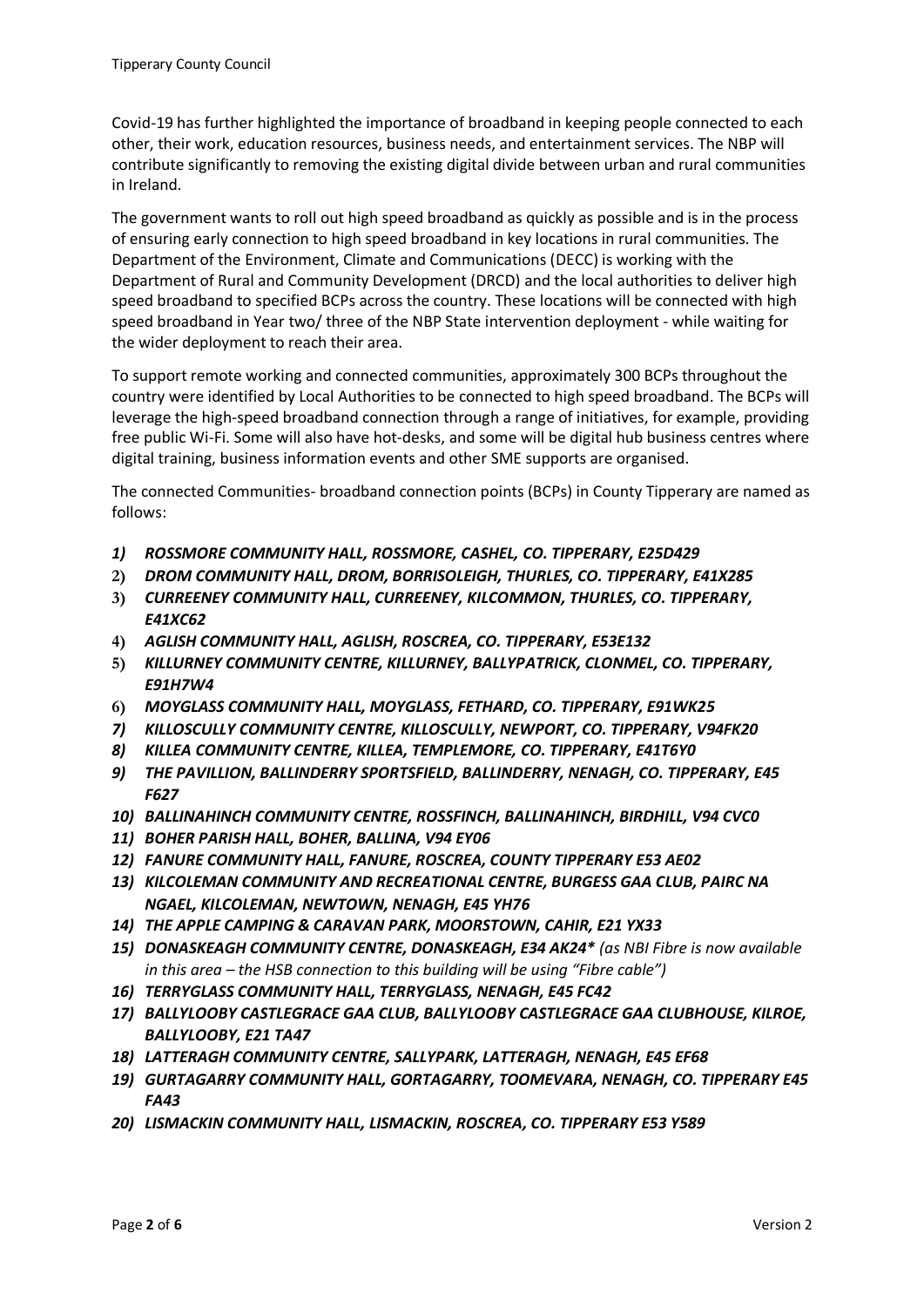Covid-19 has further highlighted the importance of broadband in keeping people connected to each other, their work, education resources, business needs, and entertainment services. The NBP will contribute significantly to removing the existing digital divide between urban and rural communities in Ireland.

The government wants to roll out high speed broadband as quickly as possible and is in the process of ensuring early connection to high speed broadband in key locations in rural communities. The Department of the Environment, Climate and Communications (DECC) is working with the Department of Rural and Community Development (DRCD) and the local authorities to deliver high speed broadband to specified BCPs across the country. These locations will be connected with high speed broadband in Year two/ three of the NBP State intervention deployment - while waiting for the wider deployment to reach their area.

To support remote working and connected communities, approximately 300 BCPs throughout the country were identified by Local Authorities to be connected to high speed broadband. The BCPs will leverage the high-speed broadband connection through a range of initiatives, for example, providing free public Wi-Fi. Some will also have hot-desks, and some will be digital hub business centres where digital training, business information events and other SME supports are organised.

The connected Communities- broadband connection points (BCPs) in County Tipperary are named as follows:

1) ***ROSSMORE COMMUNITY HALL, ROSSMORE, CASHEL, CO. TIPPERARY, E25D429***
2) ***DROM COMMUNITY HALL, DROM, BORRISOLEIGH, THURLES, CO. TIPPERARY, E41X285***
3) ***CURREENEY COMMUNITY HALL, CURREENEY, KILCOMMON, THURLES, CO. TIPPERARY, E41XC62***
4) ***AGLISH COMMUNITY HALL, AGLISH, ROSCREA, CO. TIPPERARY, E53E132***
5) ***KILLURNEY COMMUNITY CENTRE, KILLURNEY, BALLYPATRICK, CLONMEL, CO. TIPPERARY, E91H7W4***
6) ***MOYGLASS COMMUNITY HALL, MOYGLASS, FETHARD, CO. TIPPERARY, E91WK25***
7) ***KILLOSCULLY COMMUNITY CENTRE, KILLOSCULLY, NEWPORT, CO. TIPPERARY, V94FK20***
8) ***KILLEA COMMUNITY CENTRE, KILLEA, TEMPLEMORE, CO. TIPPERARY, E41T6Y0***
9) ***THE PAVILLION, BALLINDERRY SPORTSFIELD, BALLINDERRY, NENAGH, CO. TIPPERARY, E45 F627***
10) ***BALLINAHINCH COMMUNITY CENTRE, ROSSFINCH, BALLINAHINCH, BIRDHILL, V94 CVC0***
11) ***BOHER PARISH HALL, BOHER, BALLINA, V94 EY06***
12) ***FANURE COMMUNITY HALL, FANURE, ROSCREA, COUNTY TIPPERARY E53 AE02***
13) ***KILCOLEMAN COMMUNITY AND RECREATIONAL CENTRE, BURGESS GAA CLUB, PAIRC NA NGAEL, KILCOLEMAN, NEWTOWN, NENAGH, E45 YH76***
14) ***THE APPLE CAMPING & CARAVAN PARK, MOORSTOWN, CAHIR, E21 YX33***
15) ***DONASKEAGH COMMUNITY CENTRE, DONASKEAGH, E34 AK24**** *(as NBI Fibre is now available in this area – the HSB connection to this building will be using "Fibre cable")*
16) ***TERRYGLASS COMMUNITY HALL, TERRYGLASS, NENAGH, E45 FC42***
17) ***BALLYLOOBY CASTLEGRACE GAA CLUB, BALLYLOOBY CASTLEGRACE GAA CLUBHOUSE, KILROE, BALLYLOOBY, E21 TA47***
18) ***LATTERAGH COMMUNITY CENTRE, SALLYPARK, LATTERAGH, NENAGH, E45 EF68***
19) ***GURTAGARRY COMMUNITY HALL, GORTAGARRY, TOOMEVARA, NENAGH, CO. TIPPERARY E45 FA43***
20) ***LISMACKIN COMMUNITY HALL, LISMACKIN, ROSCREA, CO. TIPPERARY E53 Y589***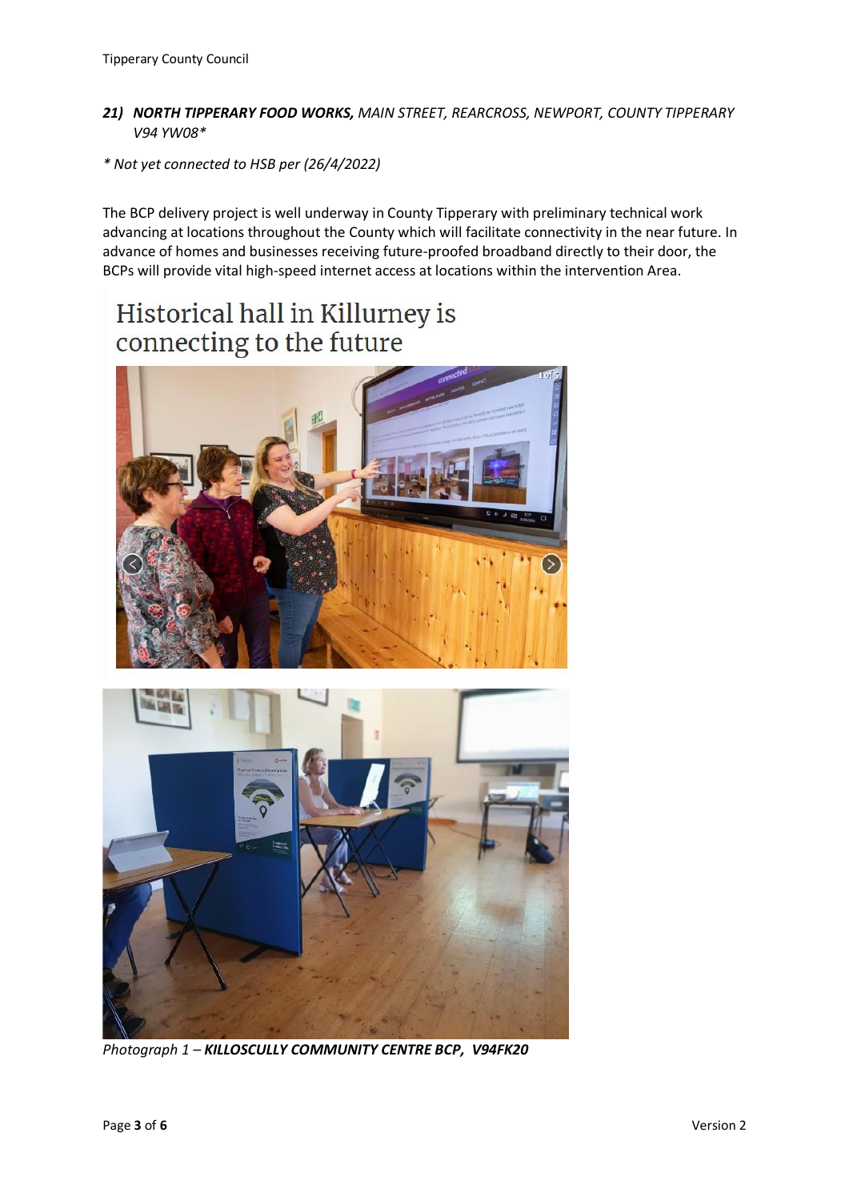***21) NORTH TIPPERARY FOOD WORKS,** MAIN STREET, REARCROSS, NEWPORT, COUNTY TIPPERARY V94 YW08**

*\* Not yet connected to HSB per (26/4/2022)*

The BCP delivery project is well underway in County Tipperary with preliminary technical work advancing at locations throughout the County which will facilitate connectivity in the near future. In advance of homes and businesses receiving future-proofed broadband directly to their door, the BCPs will provide vital high-speed internet access at locations within the intervention Area.

Historical hall in Killurney is connecting to the future

*Photograph 1 – **KILLOSCULLY COMMUNITY CENTRE BCP, V94FK20***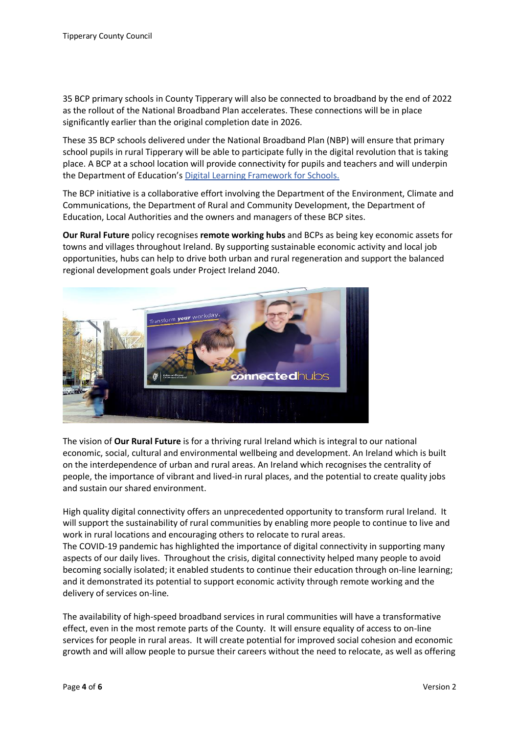35 BCP primary schools in County Tipperary will also be connected to broadband by the end of 2022 as the rollout of the National Broadband Plan accelerates. These connections will be in place significantly earlier than the original completion date in 2026.

These 35 BCP schools delivered under the National Broadband Plan (NBP) will ensure that primary school pupils in rural Tipperary will be able to participate fully in the digital revolution that is taking place. A BCP at a school location will provide connectivity for pupils and teachers and will underpin the Department of Education's Digital Learning Framework for Schools.

The BCP initiative is a collaborative effort involving the Department of the Environment, Climate and Communications, the Department of Rural and Community Development, the Department of Education, Local Authorities and the owners and managers of these BCP sites.

**Our Rural Future** policy recognises **remote working hubs** and BCPs as being key economic assets for towns and villages throughout Ireland. By supporting sustainable economic activity and local job opportunities, hubs can help to drive both urban and rural regeneration and support the balanced regional development goals under Project Ireland 2040.

The vision of **Our Rural Future** is for a thriving rural Ireland which is integral to our national economic, social, cultural and environmental wellbeing and development. An Ireland which is built on the interdependence of urban and rural areas. An Ireland which recognises the centrality of people, the importance of vibrant and lived-in rural places, and the potential to create quality jobs and sustain our shared environment.

High quality digital connectivity offers an unprecedented opportunity to transform rural Ireland. It will support the sustainability of rural communities by enabling more people to continue to live and work in rural locations and encouraging others to relocate to rural areas.
The COVID-19 pandemic has highlighted the importance of digital connectivity in supporting many aspects of our daily lives. Throughout the crisis, digital connectivity helped many people to avoid becoming socially isolated; it enabled students to continue their education through on-line learning; and it demonstrated its potential to support economic activity through remote working and the delivery of services on-line.

The availability of high-speed broadband services in rural communities will have a transformative effect, even in the most remote parts of the County. It will ensure equality of access to on-line services for people in rural areas. It will create potential for improved social cohesion and economic growth and will allow people to pursue their careers without the need to relocate, as well as offering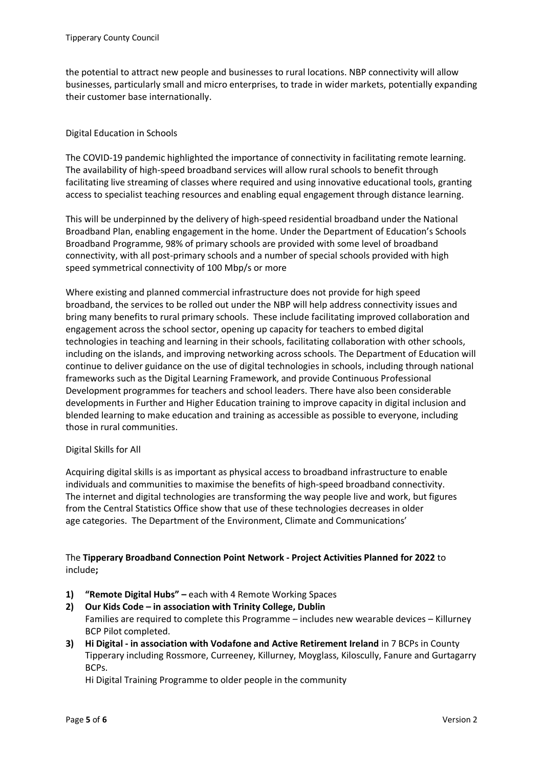the potential to attract new people and businesses to rural locations. NBP connectivity will allow businesses, particularly small and micro enterprises, to trade in wider markets, potentially expanding their customer base internationally.

## Digital Education in Schools

The COVID-19 pandemic highlighted the importance of connectivity in facilitating remote learning. The availability of high-speed broadband services will allow rural schools to benefit through facilitating live streaming of classes where required and using innovative educational tools, granting access to specialist teaching resources and enabling equal engagement through distance learning.

This will be underpinned by the delivery of high-speed residential broadband under the National Broadband Plan, enabling engagement in the home. Under the Department of Education's Schools Broadband Programme, 98% of primary schools are provided with some level of broadband connectivity, with all post-primary schools and a number of special schools provided with high speed symmetrical connectivity of 100 Mbp/s or more

Where existing and planned commercial infrastructure does not provide for high speed broadband, the services to be rolled out under the NBP will help address connectivity issues and bring many benefits to rural primary schools. These include facilitating improved collaboration and engagement across the school sector, opening up capacity for teachers to embed digital technologies in teaching and learning in their schools, facilitating collaboration with other schools, including on the islands, and improving networking across schools. The Department of Education will continue to deliver guidance on the use of digital technologies in schools, including through national frameworks such as the Digital Learning Framework, and provide Continuous Professional Development programmes for teachers and school leaders. There have also been considerable developments in Further and Higher Education training to improve capacity in digital inclusion and blended learning to make education and training as accessible as possible to everyone, including those in rural communities.

## Digital Skills for All

Acquiring digital skills is as important as physical access to broadband infrastructure to enable individuals and communities to maximise the benefits of high-speed broadband connectivity. The internet and digital technologies are transforming the way people live and work, but figures from the Central Statistics Office show that use of these technologies decreases in older age categories. The Department of the Environment, Climate and Communications'

The **Tipperary Broadband Connection Point Network - Project Activities Planned for 2022** to include**;**

1) **"Remote Digital Hubs" –** each with 4 Remote Working Spaces
2) **Our Kids Code – in association with Trinity College, Dublin**
   Families are required to complete this Programme – includes new wearable devices – Killurney BCP Pilot completed.
3) **Hi Digital - in association with Vodafone and Active Retirement Ireland** in 7 BCPs in County Tipperary including Rossmore, Curreeney, Killurney, Moyglass, Kiloscully, Fanure and Gurtagarry BCPs.
   Hi Digital Training Programme to older people in the community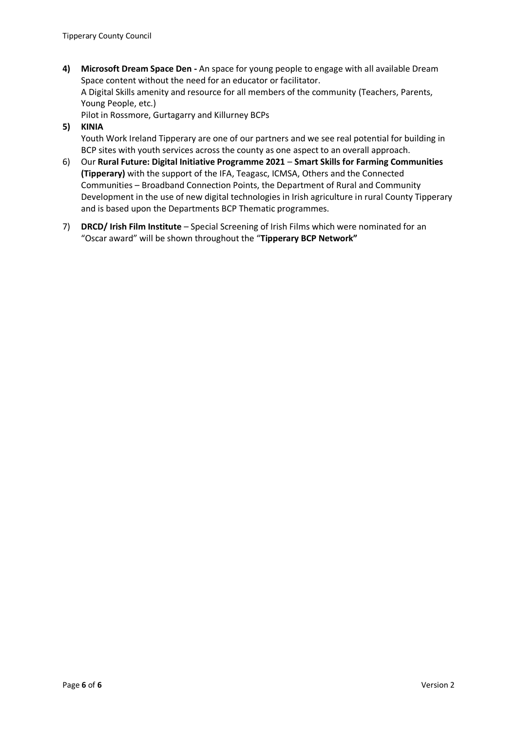4) **Microsoft Dream Space Den -** An space for young people to engage with all available Dream Space content without the need for an educator or facilitator.
   A Digital Skills amenity and resource for all members of the community (Teachers, Parents, Young People, etc.)
   Pilot in Rossmore, Gurtagarry and Killurney BCPs

5) **KINIA**
   Youth Work Ireland Tipperary are one of our partners and we see real potential for building in BCP sites with youth services across the county as one aspect to an overall approach.

6) Our **Rural Future: Digital Initiative Programme 2021** – **Smart Skills for Farming Communities (Tipperary)** with the support of the IFA, Teagasc, ICMSA, Others and the Connected Communities – Broadband Connection Points, the Department of Rural and Community Development in the use of new digital technologies in Irish agriculture in rural County Tipperary and is based upon the Departments BCP Thematic programmes.

7) **DRCD/ Irish Film Institute** – Special Screening of Irish Films which were nominated for an "Oscar award" will be shown throughout the "**Tipperary BCP Network"**